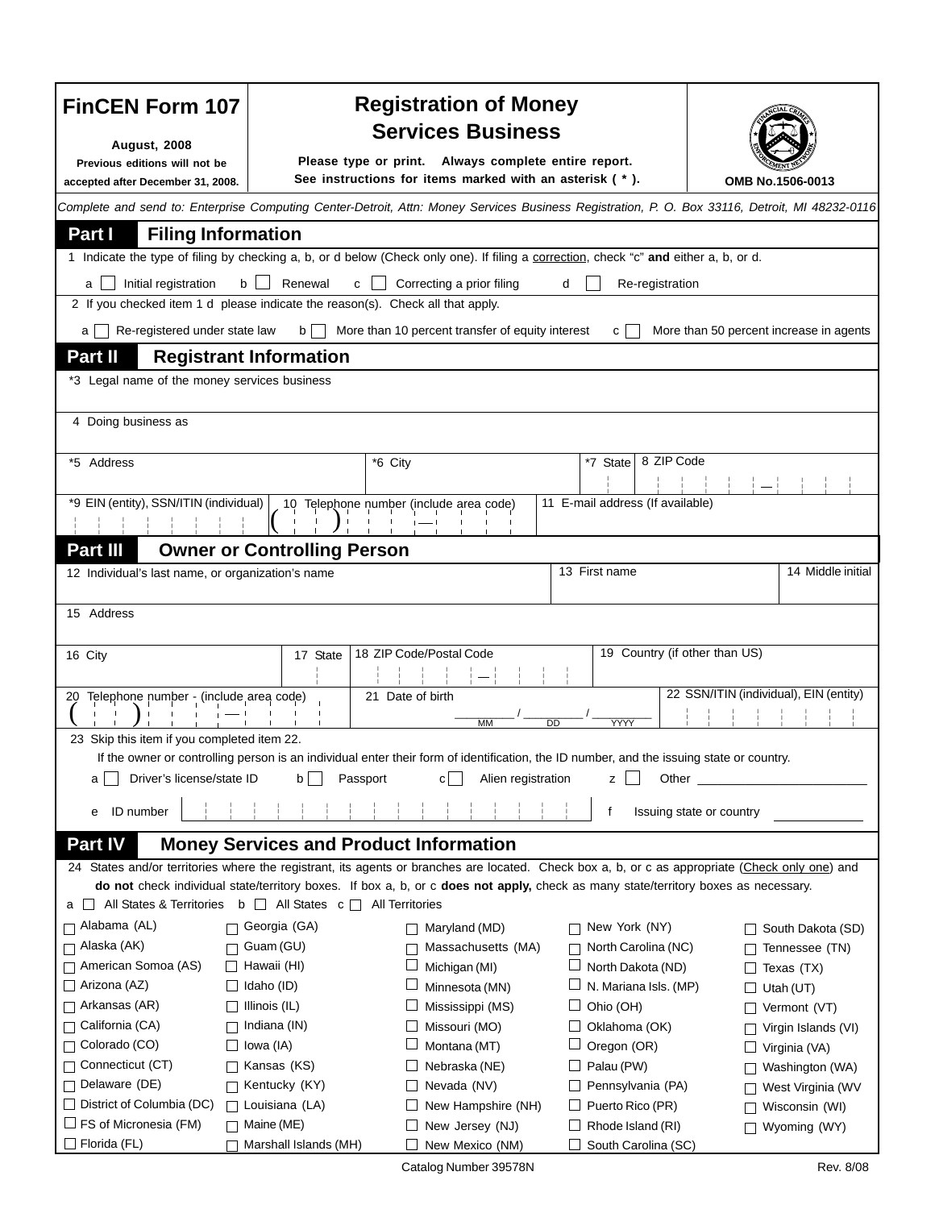# FinCEN Form 107

August, 2008

Previous editions will not be accepted after December 31, 2008.

# Registration of Money Services Business

**Please type or print. Always complete entire report.**

**See instructions for items marked with an asterisk ( * ).**

OMB No.1506-0013

*Complete and send to: Enterprise Computing Center-Detroit, Attn: Money Services Business Registration, P. O. Box 33116, Detroit, MI 48232-0116*

## Part I Filing Information

1 Indicate the type of filing by checking a, b, or d below (Check only one). If filing a correction, check "c" **and** either a, b, or d.

a ☐ Initial registration  b ☐ Renewal  c ☐ Correcting a prior filing  d ☐ Re-registration

2 If you checked item 1 d please indicate the reason(s). Check all that apply.

a ☐ Re-registered under state law  b ☐ More than 10 percent transfer of equity interest  c ☐ More than 50 percent increase in agents

## Part II Registrant Information

*3 Legal name of the money services business

4 Doing business as

*5 Address  *6 City  *7 State  8 ZIP Code

*9 EIN (entity), SSN/ITIN (individual)  10 Telephone number (include area code)  11 E-mail address (If available)

## Part III Owner or Controlling Person

12 Individual's last name, or organization's name  13 First name  14 Middle initial

15 Address

16 City  17 State  18 ZIP Code/Postal Code  19 Country (if other than US)

20 Telephone number - (include area code)  21 Date of birth ____ / ____ / ____ (MM DD YYYY)  22 SSN/ITIN (individual), EIN (entity)

23 Skip this item if you completed item 22.

If the owner or controlling person is an individual enter their form of identification, the ID number, and the issuing state or country.

a ☐ Driver's license/state ID  b ☐ Passport  c ☐ Alien registration  z ☐ Other ____________

e ID number  f Issuing state or country ____________

## Part IV Money Services and Product Information

24 States and/or territories where the registrant, its agents or branches are located. Check box a, b, or c as appropriate (Check only one) and **do not** check individual state/territory boxes. If box a, b, or c **does not apply,** check as many state/territory boxes as necessary.

a ☐ All States & Territories  b ☐ All States  c ☐ All Territories

| | | | | |
|---|---|---|---|---|
| ☐ Alabama (AL) | ☐ Georgia (GA) | ☐ Maryland (MD) | ☐ New York (NY) | ☐ South Dakota (SD) |
| ☐ Alaska (AK) | ☐ Guam (GU) | ☐ Massachusetts (MA) | ☐ North Carolina (NC) | ☐ Tennessee (TN) |
| ☐ American Somoa (AS) | ☐ Hawaii (HI) | ☐ Michigan (MI) | ☐ North Dakota (ND) | ☐ Texas (TX) |
| ☐ Arizona (AZ) | ☐ Idaho (ID) | ☐ Minnesota (MN) | ☐ N. Mariana Isls. (MP) | ☐ Utah (UT) |
| ☐ Arkansas (AR) | ☐ Illinois (IL) | ☐ Mississippi (MS) | ☐ Ohio (OH) | ☐ Vermont (VT) |
| ☐ California (CA) | ☐ Indiana (IN) | ☐ Missouri (MO) | ☐ Oklahoma (OK) | ☐ Virgin Islands (VI) |
| ☐ Colorado (CO) | ☐ Iowa (IA) | ☐ Montana (MT) | ☐ Oregon (OR) | ☐ Virginia (VA) |
| ☐ Connecticut (CT) | ☐ Kansas (KS) | ☐ Nebraska (NE) | ☐ Palau (PW) | ☐ Washington (WA) |
| ☐ Delaware (DE) | ☐ Kentucky (KY) | ☐ Nevada (NV) | ☐ Pennsylvania (PA) | ☐ West Virginia (WV |
| ☐ District of Columbia (DC) | ☐ Louisiana (LA) | ☐ New Hampshire (NH) | ☐ Puerto Rico (PR) | ☐ Wisconsin (WI) |
| ☐ FS of Micronesia (FM) | ☐ Maine (ME) | ☐ New Jersey (NJ) | ☐ Rhode Island (RI) | ☐ Wyoming (WY) |
| ☐ Florida (FL) | ☐ Marshall Islands (MH) | ☐ New Mexico (NM) | ☐ South Carolina (SC) | |

Catalog Number 39578N  Rev. 8/08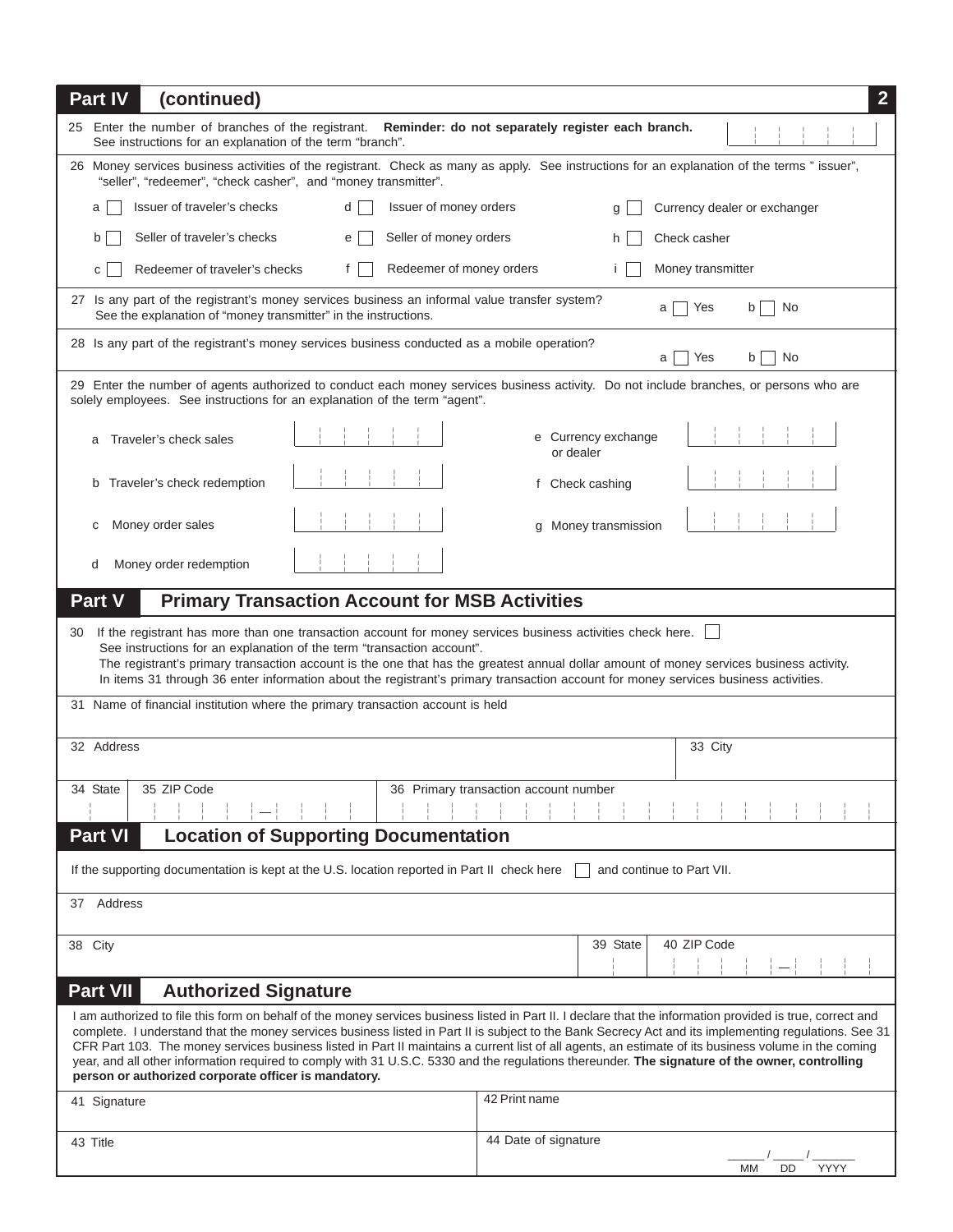## Part IV (continued)

25 Enter the number of branches of the registrant. **Reminder: do not separately register each branch.**
See instructions for an explanation of the term "branch".

26 Money services business activities of the registrant. Check as many as apply. See instructions for an explanation of the terms " issuer", "seller", "redeemer", "check casher", and "money transmitter".

- a ☐ Issuer of traveler's checks
- b ☐ Seller of traveler's checks
- c ☐ Redeemer of traveler's checks
- d ☐ Issuer of money orders
- e ☐ Seller of money orders
- f ☐ Redeemer of money orders
- g ☐ Currency dealer or exchanger
- h ☐ Check casher
- i ☐ Money transmitter

27 Is any part of the registrant's money services business an informal value transfer system? See the explanation of "money transmitter" in the instructions. a ☐ Yes b ☐ No

28 Is any part of the registrant's money services business conducted as a mobile operation? a ☐ Yes b ☐ No

29 Enter the number of agents authorized to conduct each money services business activity. Do not include branches, or persons who are solely employees. See instructions for an explanation of the term "agent".

- a Traveler's check sales
- b Traveler's check redemption
- c Money order sales
- d Money order redemption
- e Currency exchange or dealer
- f Check cashing
- g Money transmission

## Part V Primary Transaction Account for MSB Activities

30 If the registrant has more than one transaction account for money services business activities check here. ☐
See instructions for an explanation of the term "transaction account".
The registrant's primary transaction account is the one that has the greatest annual dollar amount of money services business activity.
In items 31 through 36 enter information about the registrant's primary transaction account for money services business activities.

31 Name of financial institution where the primary transaction account is held

32 Address

33 City

34 State

35 ZIP Code

36 Primary transaction account number

## Part VI Location of Supporting Documentation

If the supporting documentation is kept at the U.S. location reported in Part II check here ☐ and continue to Part VII.

37 Address

38 City

39 State

40 ZIP Code

## Part VII Authorized Signature

I am authorized to file this form on behalf of the money services business listed in Part II. I declare that the information provided is true, correct and complete. I understand that the money services business listed in Part II is subject to the Bank Secrecy Act and its implementing regulations. See 31 CFR Part 103. The money services business listed in Part II maintains a current list of all agents, an estimate of its business volume in the coming year, and all other information required to comply with 31 U.S.C. 5330 and the regulations thereunder. **The signature of the owner, controlling person or authorized corporate officer is mandatory.**

41 Signature

42 Print name

43 Title

44 Date of signature ____ / ____ / ______
MM DD YYYY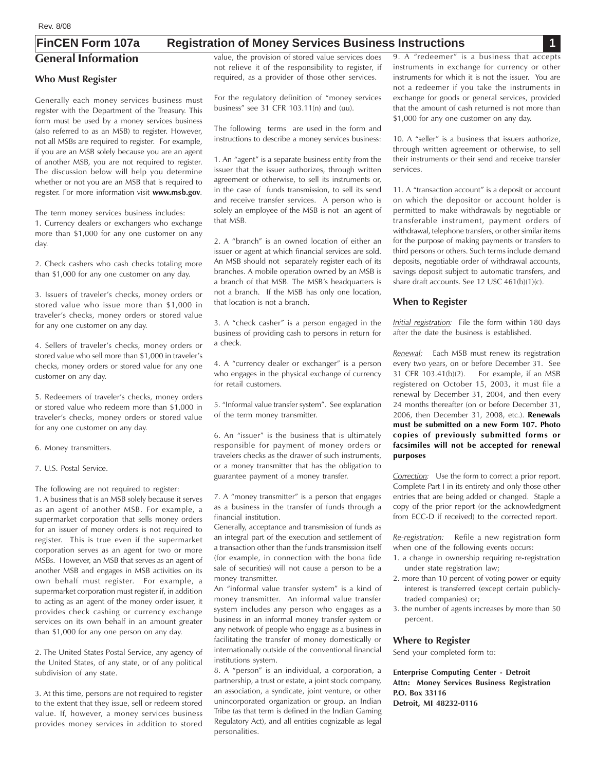Rev. 8/08

# FinCEN Form 107a Registration of Money Services Business Instructions

## General Information

### Who Must Register

Generally each money services business must register with the Department of the Treasury. This form must be used by a money services business (also referred to as an MSB) to register. However, not all MSBs are required to register. For example, if you are an MSB solely because you are an agent of another MSB, you are not required to register. The discussion below will help you determine whether or not you are an MSB that is required to register. For more information visit **www.msb.gov**.

The term money services business includes:

1. Currency dealers or exchangers who exchange more than $1,000 for any one customer on any day.

2. Check cashers who cash checks totaling more than $1,000 for any one customer on any day.

3. Issuers of traveler's checks, money orders or stored value who issue more than $1,000 in traveler's checks, money orders or stored value for any one customer on any day.

4. Sellers of traveler's checks, money orders or stored value who sell more than $1,000 in traveler's checks, money orders or stored value for any one customer on any day.

5. Redeemers of traveler's checks, money orders or stored value who redeem more than $1,000 in traveler's checks, money orders or stored value for any one customer on any day.

6. Money transmitters.

7. U.S. Postal Service.

The following are not required to register:

1. A business that is an MSB solely because it serves as an agent of another MSB. For example, a supermarket corporation that sells money orders for an issuer of money orders is not required to register. This is true even if the supermarket corporation serves as an agent for two or more MSBs. However, an MSB that serves as an agent of another MSB and engages in MSB activities on its own behalf must register. For example, a supermarket corporation must register if, in addition to acting as an agent of the money order issuer, it provides check cashing or currency exchange services on its own behalf in an amount greater than $1,000 for any one person on any day.

2. The United States Postal Service, any agency of the United States, of any state, or of any political subdivision of any state.

3. At this time, persons are not required to register to the extent that they issue, sell or redeem stored value. If, however, a money services business provides money services in addition to stored value, the provision of stored value services does not relieve it of the responsibility to register, if required, as a provider of those other services.

For the regulatory definition of "money services business" see 31 CFR 103.11(n) and (uu).

The following terms are used in the form and instructions to describe a money services business:

1. An "agent" is a separate business entity from the issuer that the issuer authorizes, through written agreement or otherwise, to sell its instruments or, in the case of funds transmission, to sell its send and receive transfer services. A person who is solely an employee of the MSB is not an agent of that MSB.

2. A "branch" is an owned location of either an issuer or agent at which financial services are sold. An MSB should not separately register each of its branches. A mobile operation owned by an MSB is a branch of that MSB. The MSB's headquarters is not a branch. If the MSB has only one location, that location is not a branch.

3. A "check casher" is a person engaged in the business of providing cash to persons in return for a check.

4. A "currency dealer or exchanger" is a person who engages in the physical exchange of currency for retail customers.

5. "Informal value transfer system". See explanation of the term money transmitter.

6. An "issuer" is the business that is ultimately responsible for payment of money orders or travelers checks as the drawer of such instruments, or a money transmitter that has the obligation to guarantee payment of a money transfer.

7. A "money transmitter" is a person that engages as a business in the transfer of funds through a financial institution.
Generally, acceptance and transmission of funds as an integral part of the execution and settlement of a transaction other than the funds transmission itself (for example, in connection with the bona fide sale of securities) will not cause a person to be a money transmitter.
An "informal value transfer system" is a kind of money transmitter. An informal value transfer system includes any person who engages as a business in an informal money transfer system or any network of people who engage as a business in facilitating the transfer of money domestically or internationally outside of the conventional financial institutions system.

8. A "person" is an individual, a corporation, a partnership, a trust or estate, a joint stock company, an association, a syndicate, joint venture, or other unincorporated organization or group, an Indian Tribe (as that term is defined in the Indian Gaming Regulatory Act), and all entities cognizable as legal personalities.

9. A "redeemer" is a business that accepts instruments in exchange for currency or other instruments for which it is not the issuer. You are not a redeemer if you take the instruments in exchange for goods or general services, provided that the amount of cash returned is not more than $1,000 for any one customer on any day.

10. A "seller" is a business that issuers authorize, through written agreement or otherwise, to sell their instruments or their send and receive transfer services.

11. A "transaction account" is a deposit or account on which the depositor or account holder is permitted to make withdrawals by negotiable or transferable instrument, payment orders of withdrawal, telephone transfers, or other similar items for the purpose of making payments or transfers to third persons or others. Such terms include demand deposits, negotiable order of withdrawal accounts, savings deposit subject to automatic transfers, and share draft accounts. See 12 USC 461(b)(1)(c).

### When to Register

*Initial registration:* File the form within 180 days after the date the business is established.

*Renewal:* Each MSB must renew its registration every two years, on or before December 31. See 31 CFR 103.41(b)(2). For example, if an MSB registered on October 15, 2003, it must file a renewal by December 31, 2004, and then every 24 months thereafter (on or before December 31, 2006, then December 31, 2008, etc.). **Renewals must be submitted on a new Form 107. Photo copies of previously submitted forms or facsimiles will not be accepted for renewal purposes**

*Correction:* Use the form to correct a prior report. Complete Part I in its entirety and only those other entries that are being added or changed. Staple a copy of the prior report (or the acknowledgment from ECC-D if received) to the corrected report.

*Re-registration:* Refile a new registration form when one of the following events occurs:

1. a change in ownership requiring re-registration under state registration law;
2. more than 10 percent of voting power or equity interest is transferred (except certain publicly-traded companies) or;
3. the number of agents increases by more than 50 percent.

### Where to Register

Send your completed form to:

**Enterprise Computing Center - Detroit**
**Attn: Money Services Business Registration**
**P.O. Box 33116**
**Detroit, MI 48232-0116**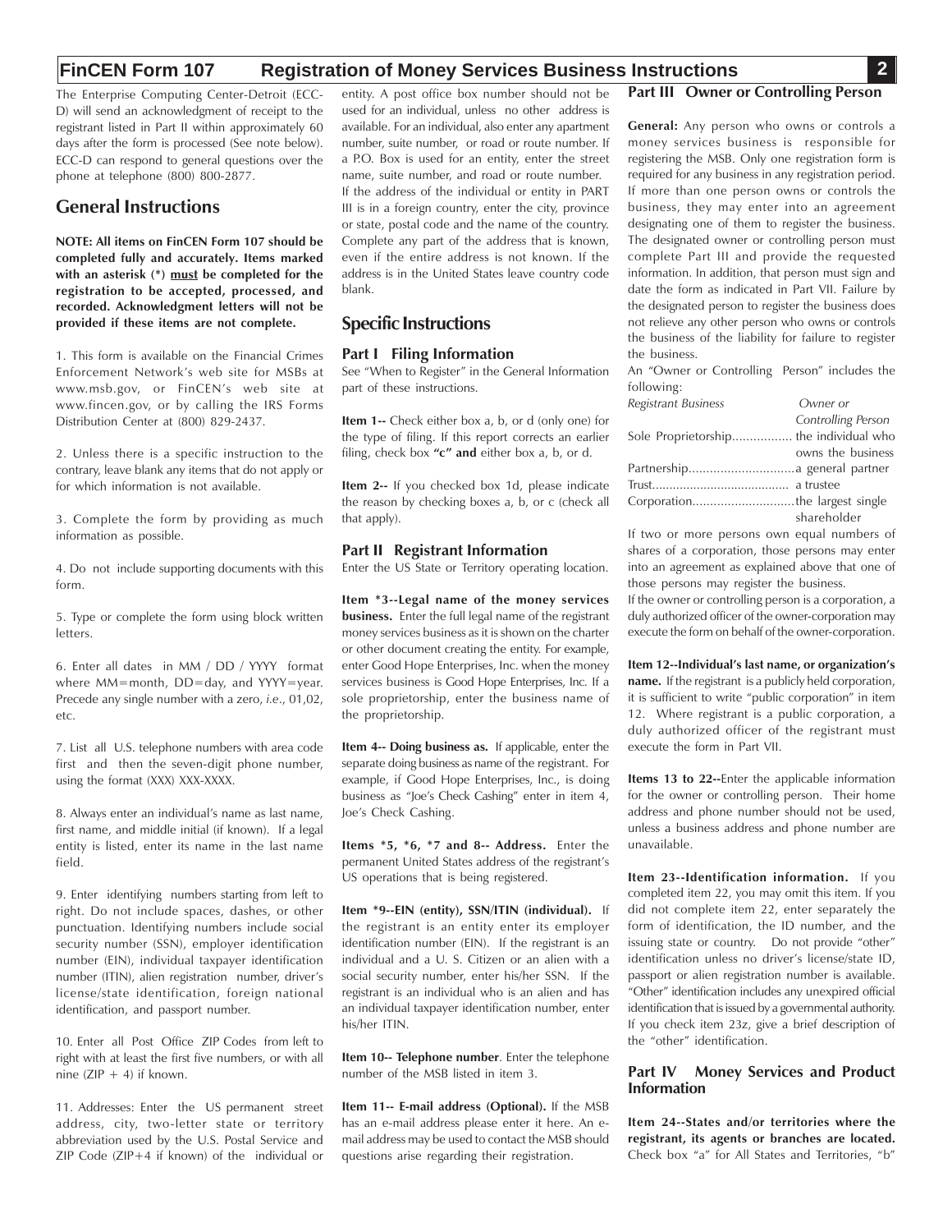The Enterprise Computing Center-Detroit (ECC-D) will send an acknowledgment of receipt to the registrant listed in Part II within approximately 60 days after the form is processed (See note below). ECC-D can respond to general questions over the phone at telephone (800) 800-2877.

## General Instructions

**NOTE: All items on FinCEN Form 107 should be completed fully and accurately. Items marked with an asterisk (*) must be completed for the registration to be accepted, processed, and recorded. Acknowledgment letters will not be provided if these items are not complete.**

1. This form is available on the Financial Crimes Enforcement Network's web site for MSBs at www.msb.gov, or FinCEN's web site at www.fincen.gov, or by calling the IRS Forms Distribution Center at (800) 829-2437.

2. Unless there is a specific instruction to the contrary, leave blank any items that do not apply or for which information is not available.

3. Complete the form by providing as much information as possible.

4. Do not include supporting documents with this form.

5. Type or complete the form using block written letters.

6. Enter all dates in MM / DD / YYYY format where MM=month, DD=day, and YYYY=year. Precede any single number with a zero, *i.e*., 01,02, etc.

7. List all U.S. telephone numbers with area code first and then the seven-digit phone number, using the format (XXX) XXX-XXXX.

8. Always enter an individual's name as last name, first name, and middle initial (if known). If a legal entity is listed, enter its name in the last name field.

9. Enter identifying numbers starting from left to right. Do not include spaces, dashes, or other punctuation. Identifying numbers include social security number (SSN), employer identification number (EIN), individual taxpayer identification number (ITIN), alien registration number, driver's license/state identification, foreign national identification, and passport number.

10. Enter all Post Office ZIP Codes from left to right with at least the first five numbers, or with all nine (ZIP + 4) if known.

11. Addresses: Enter the US permanent street address, city, two-letter state or territory abbreviation used by the U.S. Postal Service and ZIP Code (ZIP+4 if known) of the individual or entity. A post office box number should not be used for an individual, unless no other address is available. For an individual, also enter any apartment number, suite number, or road or route number. If a P.O. Box is used for an entity, enter the street name, suite number, and road or route number. If the address of the individual or entity in PART III is in a foreign country, enter the city, province or state, postal code and the name of the country. Complete any part of the address that is known, even if the entire address is not known. If the address is in the United States leave country code blank.

## Specific Instructions

### Part I Filing Information

See "When to Register" in the General Information part of these instructions.

**Item 1--** Check either box a, b, or d (only one) for the type of filing. If this report corrects an earlier filing, check box **"c" and** either box a, b, or d.

**Item 2--** If you checked box 1d, please indicate the reason by checking boxes a, b, or c (check all that apply).

### Part II Registrant Information

Enter the US State or Territory operating location.

**Item *3--Legal name of the money services business.** Enter the full legal name of the registrant money services business as it is shown on the charter or other document creating the entity. For example, enter Good Hope Enterprises, Inc. when the money services business is Good Hope Enterprises, Inc. If a sole proprietorship, enter the business name of the proprietorship.

**Item 4-- Doing business as.** If applicable, enter the separate doing business as name of the registrant. For example, if Good Hope Enterprises, Inc., is doing business as "Joe's Check Cashing" enter in item 4, Joe's Check Cashing.

**Items *5, *6, *7 and 8-- Address.** Enter the permanent United States address of the registrant's US operations that is being registered.

**Item *9--EIN (entity), SSN/ITIN (individual).** If the registrant is an entity enter its employer identification number (EIN). If the registrant is an individual and a U. S. Citizen or an alien with a social security number, enter his/her SSN. If the registrant is an individual who is an alien and has an individual taxpayer identification number, enter his/her ITIN.

**Item 10-- Telephone number**. Enter the telephone number of the MSB listed in item 3.

**Item 11-- E-mail address (Optional).** If the MSB has an e-mail address please enter it here. An e-mail address may be used to contact the MSB should questions arise regarding their registration.

### Part III Owner or Controlling Person

**General:** Any person who owns or controls a money services business is responsible for registering the MSB. Only one registration form is required for any business in any registration period. If more than one person owns or controls the business, they may enter into an agreement designating one of them to register the business. The designated owner or controlling person must complete Part III and provide the requested information. In addition, that person must sign and date the form as indicated in Part VII. Failure by the designated person to register the business does not relieve any other person who owns or controls the business of the liability for failure to register the business.

An "Owner or Controlling Person" includes the following:

| *Registrant Business* | *Owner or Controlling Person* |
|---|---|
| Sole Proprietorship | the individual who owns the business |
| Partnership | a general partner |
| Trust | a trustee |
| Corporation | the largest single shareholder |

If two or more persons own equal numbers of shares of a corporation, those persons may enter into an agreement as explained above that one of those persons may register the business.

If the owner or controlling person is a corporation, a duly authorized officer of the owner-corporation may execute the form on behalf of the owner-corporation.

**Item 12--Individual's last name, or organization's name.** If the registrant is a publicly held corporation, it is sufficient to write "public corporation" in item 12. Where registrant is a public corporation, a duly authorized officer of the registrant must execute the form in Part VII.

**Items 13 to 22--**Enter the applicable information for the owner or controlling person. Their home address and phone number should not be used, unless a business address and phone number are unavailable.

**Item 23--Identification information.** If you completed item 22, you may omit this item. If you did not complete item 22, enter separately the form of identification, the ID number, and the issuing state or country. Do not provide "other" identification unless no driver's license/state ID, passport or alien registration number is available. "Other" identification includes any unexpired official identification that is issued by a governmental authority. If you check item 23z, give a brief description of the "other" identification.

### Part IV Money Services and Product Information

**Item 24--States and/or territories where the registrant, its agents or branches are located.** Check box "a" for All States and Territories, "b"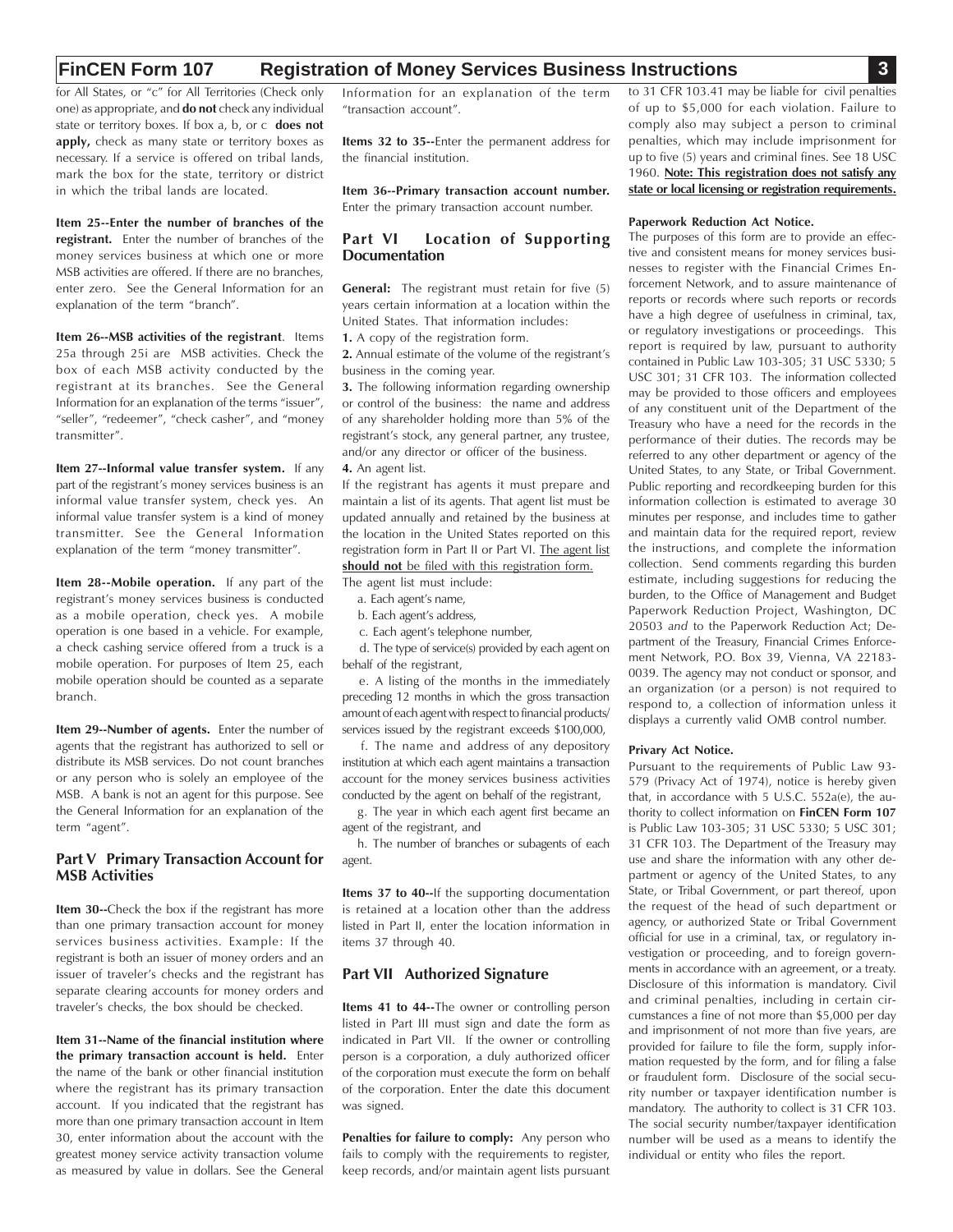for All States, or "c" for All Territories (Check only one) as appropriate, and **do not** check any individual state or territory boxes. If box a, b, or c **does not apply,** check as many state or territory boxes as necessary. If a service is offered on tribal lands, mark the box for the state, territory or district in which the tribal lands are located.

**Item 25--Enter the number of branches of the registrant.** Enter the number of branches of the money services business at which one or more MSB activities are offered. If there are no branches, enter zero. See the General Information for an explanation of the term "branch".

**Item 26--MSB activities of the registrant**. Items 25a through 25i are MSB activities. Check the box of each MSB activity conducted by the registrant at its branches. See the General Information for an explanation of the terms "issuer", "seller", "redeemer", "check casher", and "money transmitter".

**Item 27--Informal value transfer system.** If any part of the registrant's money services business is an informal value transfer system, check yes. An informal value transfer system is a kind of money transmitter. See the General Information explanation of the term "money transmitter".

**Item 28--Mobile operation.** If any part of the registrant's money services business is conducted as a mobile operation, check yes. A mobile operation is one based in a vehicle. For example, a check cashing service offered from a truck is a mobile operation. For purposes of Item 25, each mobile operation should be counted as a separate branch.

**Item 29--Number of agents.** Enter the number of agents that the registrant has authorized to sell or distribute its MSB services. Do not count branches or any person who is solely an employee of the MSB. A bank is not an agent for this purpose. See the General Information for an explanation of the term "agent".

## Part V Primary Transaction Account for MSB Activities

**Item 30--**Check the box if the registrant has more than one primary transaction account for money services business activities. Example: If the registrant is both an issuer of money orders and an issuer of traveler's checks and the registrant has separate clearing accounts for money orders and traveler's checks, the box should be checked.

**Item 31--Name of the financial institution where the primary transaction account is held.** Enter the name of the bank or other financial institution where the registrant has its primary transaction account. If you indicated that the registrant has more than one primary transaction account in Item 30, enter information about the account with the greatest money service activity transaction volume as measured by value in dollars. See the General Information for an explanation of the term "transaction account".

**Items 32 to 35--**Enter the permanent address for the financial institution.

**Item 36--Primary transaction account number.** Enter the primary transaction account number.

## Part VI Location of Supporting Documentation

**General:** The registrant must retain for five (5) years certain information at a location within the United States. That information includes:

**1.** A copy of the registration form.

**2.** Annual estimate of the volume of the registrant's business in the coming year.

**3.** The following information regarding ownership or control of the business: the name and address of any shareholder holding more than 5% of the registrant's stock, any general partner, any trustee, and/or any director or officer of the business.

**4.** An agent list.

If the registrant has agents it must prepare and maintain a list of its agents. That agent list must be updated annually and retained by the business at the location in the United States reported on this registration form in Part II or Part VI. The agent list **should not** be filed with this registration form.

The agent list must include:

a. Each agent's name,

b. Each agent's address,

c. Each agent's telephone number,

d. The type of service(s) provided by each agent on behalf of the registrant,

e. A listing of the months in the immediately preceding 12 months in which the gross transaction amount of each agent with respect to financial products/services issued by the registrant exceeds $100,000,

f. The name and address of any depository institution at which each agent maintains a transaction account for the money services business activities conducted by the agent on behalf of the registrant,

g. The year in which each agent first became an agent of the registrant, and

h. The number of branches or subagents of each agent.

**Items 37 to 40--**If the supporting documentation is retained at a location other than the address listed in Part II, enter the location information in items 37 through 40.

## Part VII Authorized Signature

**Items 41 to 44--**The owner or controlling person listed in Part III must sign and date the form as indicated in Part VII. If the owner or controlling person is a corporation, a duly authorized officer of the corporation must execute the form on behalf of the corporation. Enter the date this document was signed.

**Penalties for failure to comply:** Any person who fails to comply with the requirements to register, keep records, and/or maintain agent lists pursuant to 31 CFR 103.41 may be liable for civil penalties of up to $5,000 for each violation. Failure to comply also may subject a person to criminal penalties, which may include imprisonment for up to five (5) years and criminal fines. See 18 USC 1960. **Note: This registration does not satisfy any state or local licensing or registration requirements.**

**Paperwork Reduction Act Notice.**

The purposes of this form are to provide an effective and consistent means for money services businesses to register with the Financial Crimes Enforcement Network, and to assure maintenance of reports or records where such reports or records have a high degree of usefulness in criminal, tax, or regulatory investigations or proceedings. This report is required by law, pursuant to authority contained in Public Law 103-305; 31 USC 5330; 5 USC 301; 31 CFR 103. The information collected may be provided to those officers and employees of any constituent unit of the Department of the Treasury who have a need for the records in the performance of their duties. The records may be referred to any other department or agency of the United States, to any State, or Tribal Government. Public reporting and recordkeeping burden for this information collection is estimated to average 30 minutes per response, and includes time to gather and maintain data for the required report, review the instructions, and complete the information collection. Send comments regarding this burden estimate, including suggestions for reducing the burden, to the Office of Management and Budget Paperwork Reduction Project, Washington, DC 20503 *and* to the Paperwork Reduction Act; Department of the Treasury, Financial Crimes Enforcement Network, P.O. Box 39, Vienna, VA 22183-0039. The agency may not conduct or sponsor, and an organization (or a person) is not required to respond to, a collection of information unless it displays a currently valid OMB control number.

**Privary Act Notice.**

Pursuant to the requirements of Public Law 93-579 (Privacy Act of 1974), notice is hereby given that, in accordance with 5 U.S.C. 552a(e), the authority to collect information on **FinCEN Form 107** is Public Law 103-305; 31 USC 5330; 5 USC 301; 31 CFR 103. The Department of the Treasury may use and share the information with any other department or agency of the United States, to any State, or Tribal Government, or part thereof, upon the request of the head of such department or agency, or authorized State or Tribal Government official for use in a criminal, tax, or regulatory investigation or proceeding, and to foreign governments in accordance with an agreement, or a treaty. Disclosure of this information is mandatory. Civil and criminal penalties, including in certain circumstances a fine of not more than $5,000 per day and imprisonment of not more than five years, are provided for failure to file the form, supply information requested by the form, and for filing a false or fraudulent form. Disclosure of the social security number or taxpayer identification number is mandatory. The authority to collect is 31 CFR 103. The social security number/taxpayer identification number will be used as a means to identify the individual or entity who files the report.